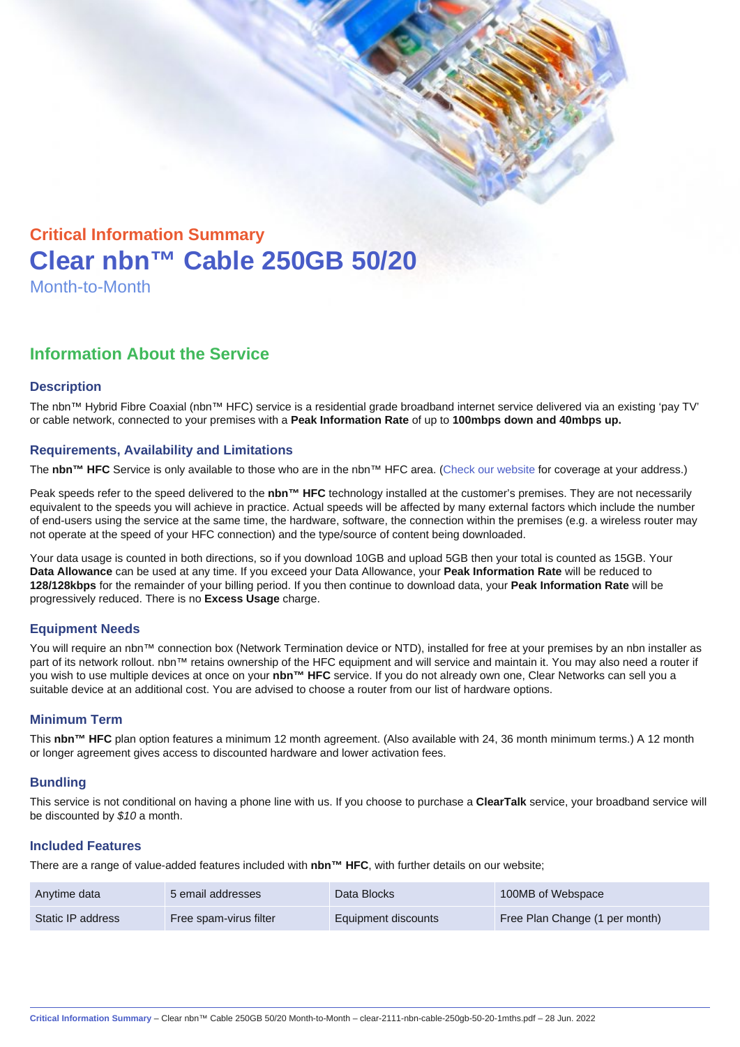## Critical Information Summary

# Clear nbn™ Cable 250GB 50/20

Month-to-Month

## Information About the Service

### Description

The nbn™ Hybrid Fibre Coaxial (nbn™ HFC) service is a residential grade broadband internet service delivered via an existing 'pay TV' or cable network, connected to your premises with a **Peak Information Rate** of up to **100mbps down and 40mbps up.**

### Requirements, Availability and Limitations

The **nbn™ HFC** Service is only available to those who are in the nbn™ HFC area. (Check our website for coverage at your address.)

Peak speeds refer to the speed delivered to the **nbn™ HFC** technology installed at the customer's premises. They are not necessarily equivalent to the speeds you will achieve in practice. Actual speeds will be affected by many external factors which include the number of end-users using the service at the same time, the hardware, software, the connection within the premises (e.g. a wireless router may not operate at the speed of your HFC connection) and the type/source of content being downloaded.

Your data usage is counted in both directions, so if you download 10GB and upload 5GB then your total is counted as 15GB. Your **Data Allowance** can be used at any time. If you exceed your Data Allowance, your **Peak Information Rate** will be reduced to **128/128kbps** for the remainder of your billing period. If you then continue to download data, your **Peak Information Rate** will be progressively reduced. There is no **Excess Usage** charge.

### Equipment Needs

You will require an nbn™ connection box (Network Termination device or NTD), installed for free at your premises by an nbn installer as part of its network rollout. nbn™ retains ownership of the HFC equipment and will service and maintain it. You may also need a router if you wish to use multiple devices at once on your **nbn™ HFC** service. If you do not already own one, Clear Networks can sell you a suitable device at an additional cost. You are advised to choose a router from our list of hardware options.

### Minimum Term

This **nbn™ HFC** plan option features a minimum 12 month agreement. (Also available with 24, 36 month minimum terms.) A 12 month or longer agreement gives access to discounted hardware and lower activation fees.

### Bundling

This service is not conditional on having a phone line with us. If you choose to purchase a **ClearTalk** service, your broadband service will be discounted by *$10* a month.

### Included Features

There are a range of value-added features included with **nbn™ HFC**, with further details on our website;

| | | | |
|---|---|---|---|
| Anytime data | 5 email addresses | Data Blocks | 100MB of Webspace |
| Static IP address | Free spam-virus filter | Equipment discounts | Free Plan Change (1 per month) |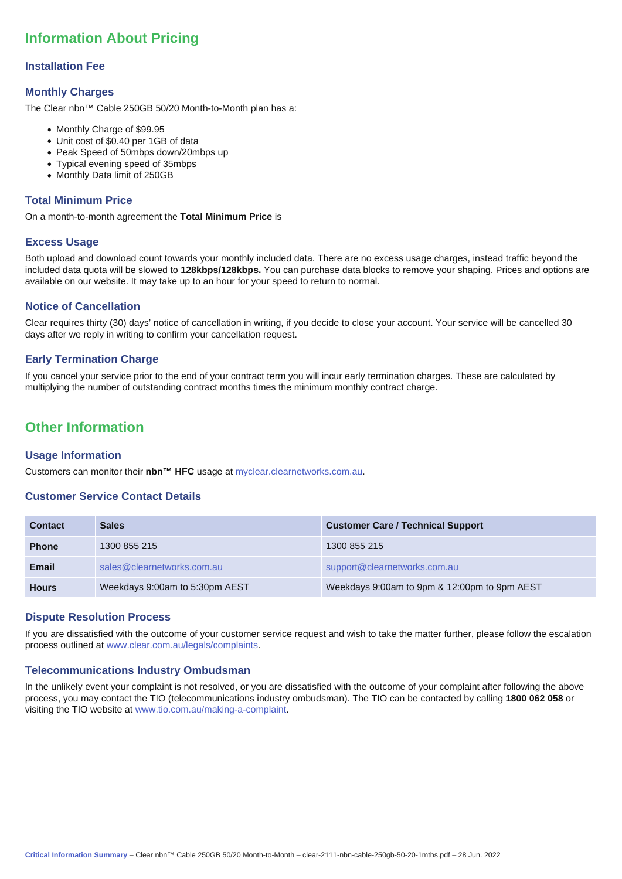## Information About Pricing

### Installation Fee

### Monthly Charges

The Clear nbn™ Cable 250GB 50/20 Month-to-Month plan has a:

- Monthly Charge of $99.95
- Unit cost of $0.40 per 1GB of data
- Peak Speed of 50mbps down/20mbps up
- Typical evening speed of 35mbps
- Monthly Data limit of 250GB

### Total Minimum Price

On a month-to-month agreement the **Total Minimum Price** is

### Excess Usage

Both upload and download count towards your monthly included data. There are no excess usage charges, instead traffic beyond the included data quota will be slowed to **128kbps/128kbps.** You can purchase data blocks to remove your shaping. Prices and options are available on our website. It may take up to an hour for your speed to return to normal.

### Notice of Cancellation

Clear requires thirty (30) days' notice of cancellation in writing, if you decide to close your account. Your service will be cancelled 30 days after we reply in writing to confirm your cancellation request.

### Early Termination Charge

If you cancel your service prior to the end of your contract term you will incur early termination charges. These are calculated by multiplying the number of outstanding contract months times the minimum monthly contract charge.

## Other Information

### Usage Information

Customers can monitor their **nbn™ HFC** usage at myclear.clearnetworks.com.au.

### Customer Service Contact Details

| Contact | Sales | Customer Care / Technical Support |
|---|---|---|
| **Phone** | 1300 855 215 | 1300 855 215 |
| **Email** | sales@clearnetworks.com.au | support@clearnetworks.com.au |
| **Hours** | Weekdays 9:00am to 5:30pm AEST | Weekdays 9:00am to 9pm & 12:00pm to 9pm AEST |

### Dispute Resolution Process

If you are dissatisfied with the outcome of your customer service request and wish to take the matter further, please follow the escalation process outlined at www.clear.com.au/legals/complaints.

### Telecommunications Industry Ombudsman

In the unlikely event your complaint is not resolved, or you are dissatisfied with the outcome of your complaint after following the above process, you may contact the TIO (telecommunications industry ombudsman). The TIO can be contacted by calling **1800 062 058** or visiting the TIO website at www.tio.com.au/making-a-complaint.